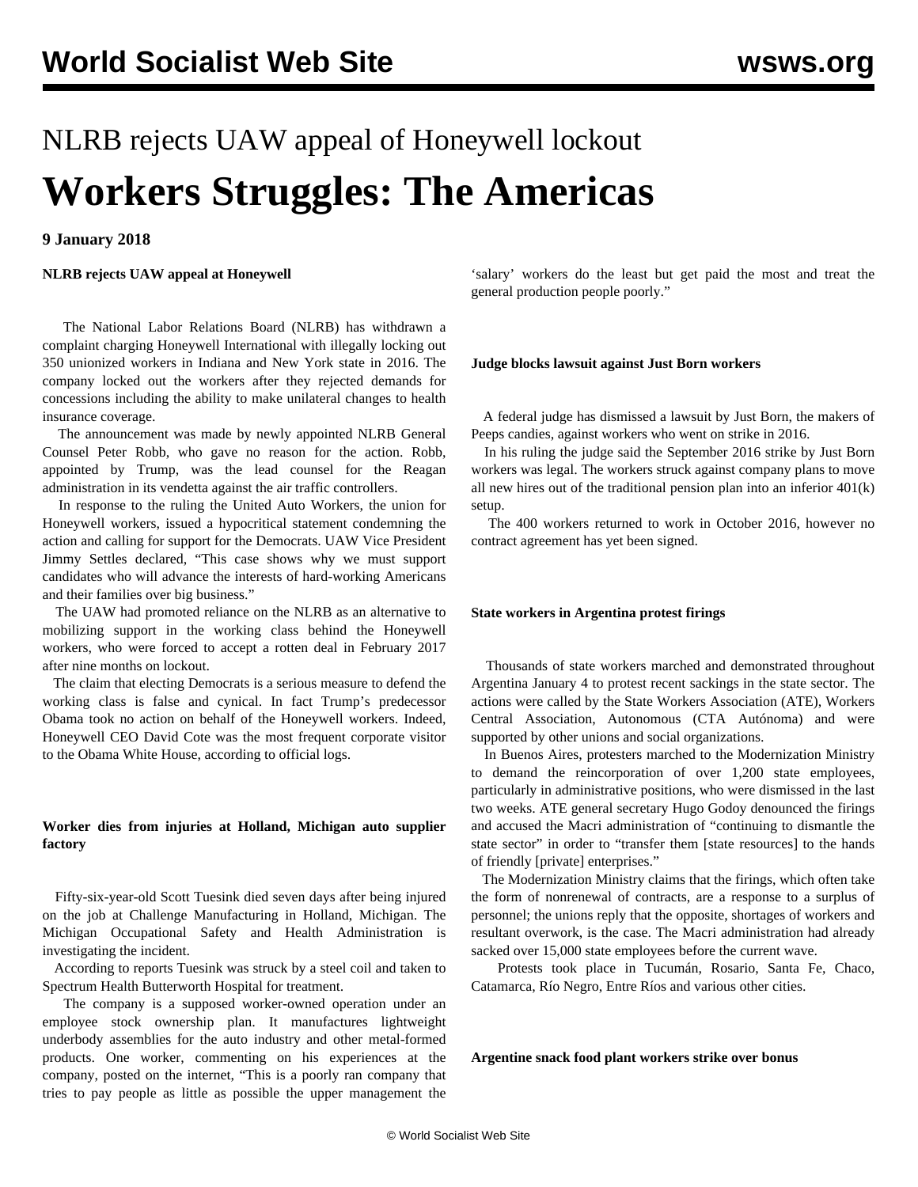NLRB rejects UAW appeal of Honeywell lockout

# Workers Struggles: The Americas

**9 January 2018**

**NLRB rejects UAW appeal at Honeywell**

The National Labor Relations Board (NLRB) has withdrawn a complaint charging Honeywell International with illegally locking out 350 unionized workers in Indiana and New York state in 2016. The company locked out the workers after they rejected demands for concessions including the ability to make unilateral changes to health insurance coverage.

The announcement was made by newly appointed NLRB General Counsel Peter Robb, who gave no reason for the action. Robb, appointed by Trump, was the lead counsel for the Reagan administration in its vendetta against the air traffic controllers.

In response to the ruling the United Auto Workers, the union for Honeywell workers, issued a hypocritical statement condemning the action and calling for support for the Democrats. UAW Vice President Jimmy Settles declared, "This case shows why we must support candidates who will advance the interests of hard-working Americans and their families over big business."

The UAW had promoted reliance on the NLRB as an alternative to mobilizing support in the working class behind the Honeywell workers, who were forced to accept a rotten deal in February 2017 after nine months on lockout.

The claim that electing Democrats is a serious measure to defend the working class is false and cynical. In fact Trump's predecessor Obama took no action on behalf of the Honeywell workers. Indeed, Honeywell CEO David Cote was the most frequent corporate visitor to the Obama White House, according to official logs.

**Worker dies from injuries at Holland, Michigan auto supplier factory**

Fifty-six-year-old Scott Tuesink died seven days after being injured on the job at Challenge Manufacturing in Holland, Michigan. The Michigan Occupational Safety and Health Administration is investigating the incident.

According to reports Tuesink was struck by a steel coil and taken to Spectrum Health Butterworth Hospital for treatment.

The company is a supposed worker-owned operation under an employee stock ownership plan. It manufactures lightweight underbody assemblies for the auto industry and other metal-formed products. One worker, commenting on his experiences at the company, posted on the internet, "This is a poorly ran company that tries to pay people as little as possible the upper management the 'salary' workers do the least but get paid the most and treat the general production people poorly."

**Judge blocks lawsuit against Just Born workers**

A federal judge has dismissed a lawsuit by Just Born, the makers of Peeps candies, against workers who went on strike in 2016.

In his ruling the judge said the September 2016 strike by Just Born workers was legal. The workers struck against company plans to move all new hires out of the traditional pension plan into an inferior 401(k) setup.

The 400 workers returned to work in October 2016, however no contract agreement has yet been signed.

**State workers in Argentina protest firings**

Thousands of state workers marched and demonstrated throughout Argentina January 4 to protest recent sackings in the state sector. The actions were called by the State Workers Association (ATE), Workers Central Association, Autonomous (CTA Autónoma) and were supported by other unions and social organizations.

In Buenos Aires, protesters marched to the Modernization Ministry to demand the reincorporation of over 1,200 state employees, particularly in administrative positions, who were dismissed in the last two weeks. ATE general secretary Hugo Godoy denounced the firings and accused the Macri administration of "continuing to dismantle the state sector" in order to "transfer them [state resources] to the hands of friendly [private] enterprises."

The Modernization Ministry claims that the firings, which often take the form of nonrenewal of contracts, are a response to a surplus of personnel; the unions reply that the opposite, shortages of workers and resultant overwork, is the case. The Macri administration had already sacked over 15,000 state employees before the current wave.

Protests took place in Tucumán, Rosario, Santa Fe, Chaco, Catamarca, Río Negro, Entre Ríos and various other cities.

**Argentine snack food plant workers strike over bonus**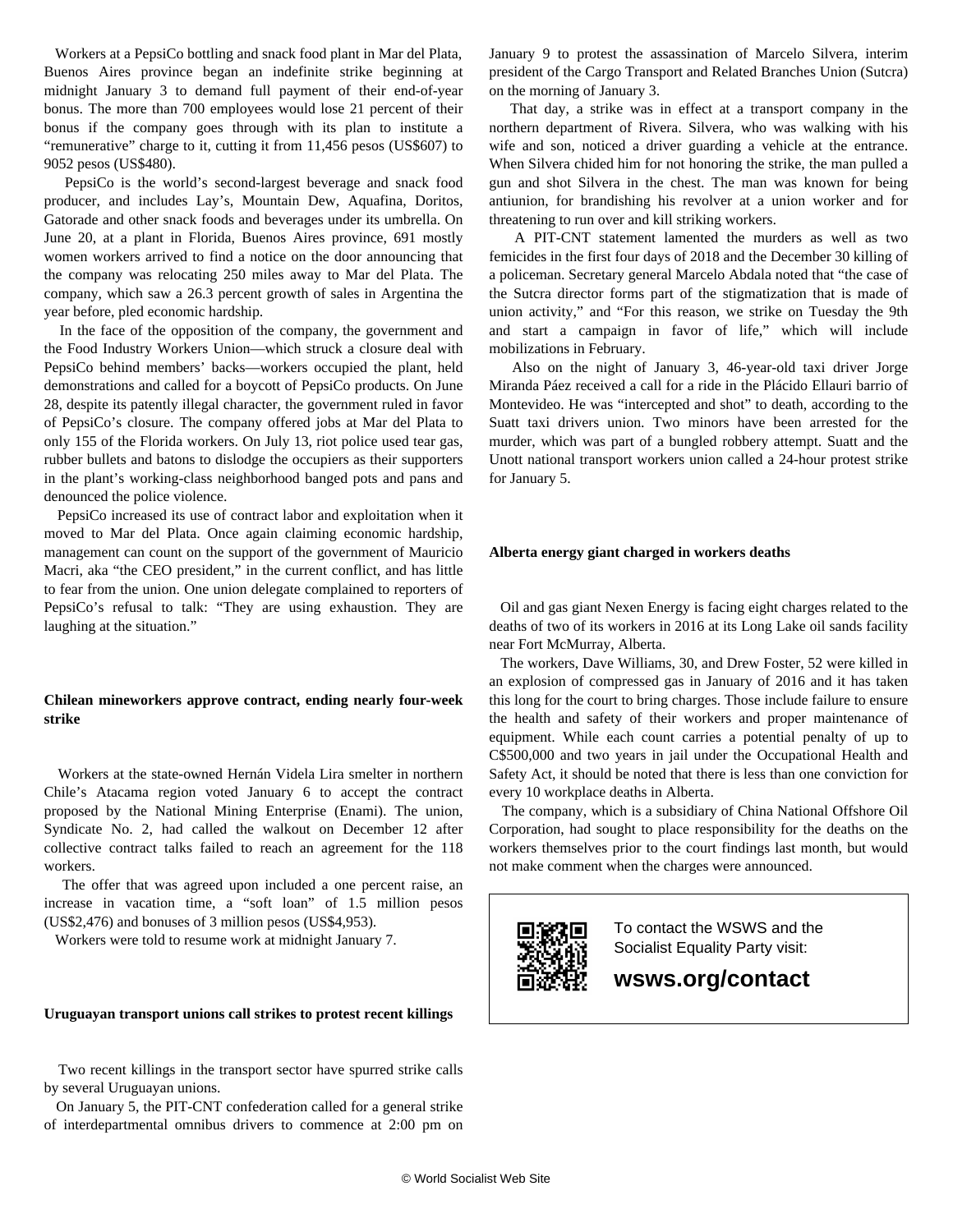Workers at a PepsiCo bottling and snack food plant in Mar del Plata, Buenos Aires province began an indefinite strike beginning at midnight January 3 to demand full payment of their end-of-year bonus. The more than 700 employees would lose 21 percent of their bonus if the company goes through with its plan to institute a "remunerative" charge to it, cutting it from 11,456 pesos (US$607) to 9052 pesos (US$480).

PepsiCo is the world's second-largest beverage and snack food producer, and includes Lay's, Mountain Dew, Aquafina, Doritos, Gatorade and other snack foods and beverages under its umbrella. On June 20, at a plant in Florida, Buenos Aires province, 691 mostly women workers arrived to find a notice on the door announcing that the company was relocating 250 miles away to Mar del Plata. The company, which saw a 26.3 percent growth of sales in Argentina the year before, pled economic hardship.

In the face of the opposition of the company, the government and the Food Industry Workers Union—which struck a closure deal with PepsiCo behind members' backs—workers occupied the plant, held demonstrations and called for a boycott of PepsiCo products. On June 28, despite its patently illegal character, the government ruled in favor of PepsiCo's closure. The company offered jobs at Mar del Plata to only 155 of the Florida workers. On July 13, riot police used tear gas, rubber bullets and batons to dislodge the occupiers as their supporters in the plant's working-class neighborhood banged pots and pans and denounced the police violence.

PepsiCo increased its use of contract labor and exploitation when it moved to Mar del Plata. Once again claiming economic hardship, management can count on the support of the government of Mauricio Macri, aka "the CEO president," in the current conflict, and has little to fear from the union. One union delegate complained to reporters of PepsiCo's refusal to talk: "They are using exhaustion. They are laughing at the situation."

### Chilean mineworkers approve contract, ending nearly four-week strike

Workers at the state-owned Hernán Videla Lira smelter in northern Chile's Atacama region voted January 6 to accept the contract proposed by the National Mining Enterprise (Enami). The union, Syndicate No. 2, had called the walkout on December 12 after collective contract talks failed to reach an agreement for the 118 workers.

The offer that was agreed upon included a one percent raise, an increase in vacation time, a "soft loan" of 1.5 million pesos (US$2,476) and bonuses of 3 million pesos (US$4,953).

Workers were told to resume work at midnight January 7.

### Uruguayan transport unions call strikes to protest recent killings

Two recent killings in the transport sector have spurred strike calls by several Uruguayan unions.

On January 5, the PIT-CNT confederation called for a general strike of interdepartmental omnibus drivers to commence at 2:00 pm on January 9 to protest the assassination of Marcelo Silvera, interim president of the Cargo Transport and Related Branches Union (Sutcra) on the morning of January 3.

That day, a strike was in effect at a transport company in the northern department of Rivera. Silvera, who was walking with his wife and son, noticed a driver guarding a vehicle at the entrance. When Silvera chided him for not honoring the strike, the man pulled a gun and shot Silvera in the chest. The man was known for being antiunion, for brandishing his revolver at a union worker and for threatening to run over and kill striking workers.

A PIT-CNT statement lamented the murders as well as two femicides in the first four days of 2018 and the December 30 killing of a policeman. Secretary general Marcelo Abdala noted that "the case of the Sutcra director forms part of the stigmatization that is made of union activity," and "For this reason, we strike on Tuesday the 9th and start a campaign in favor of life," which will include mobilizations in February.

Also on the night of January 3, 46-year-old taxi driver Jorge Miranda Páez received a call for a ride in the Plácido Ellauri barrio of Montevideo. He was "intercepted and shot" to death, according to the Suatt taxi drivers union. Two minors have been arrested for the murder, which was part of a bungled robbery attempt. Suatt and the Unott national transport workers union called a 24-hour protest strike for January 5.

### Alberta energy giant charged in workers deaths

Oil and gas giant Nexen Energy is facing eight charges related to the deaths of two of its workers in 2016 at its Long Lake oil sands facility near Fort McMurray, Alberta.

The workers, Dave Williams, 30, and Drew Foster, 52 were killed in an explosion of compressed gas in January of 2016 and it has taken this long for the court to bring charges. Those include failure to ensure the health and safety of their workers and proper maintenance of equipment. While each count carries a potential penalty of up to C$500,000 and two years in jail under the Occupational Health and Safety Act, it should be noted that there is less than one conviction for every 10 workplace deaths in Alberta.

The company, which is a subsidiary of China National Offshore Oil Corporation, had sought to place responsibility for the deaths on the workers themselves prior to the court findings last month, but would not make comment when the charges were announced.

To contact the WSWS and the Socialist Equality Party visit:

**wsws.org/contact**